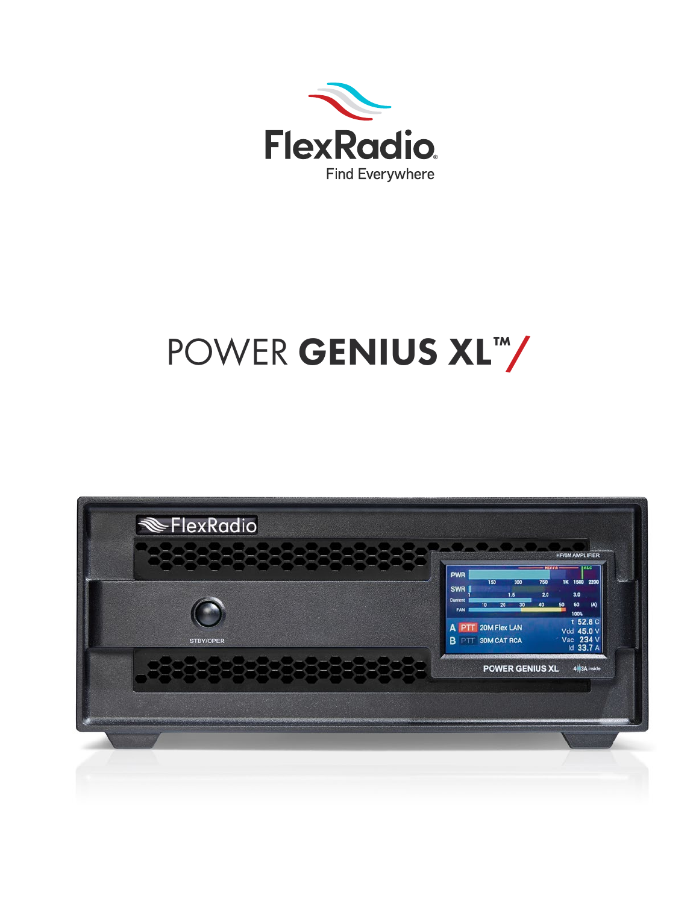FlexRadio

Find Everywhere

# POWER **GENIUS XL™**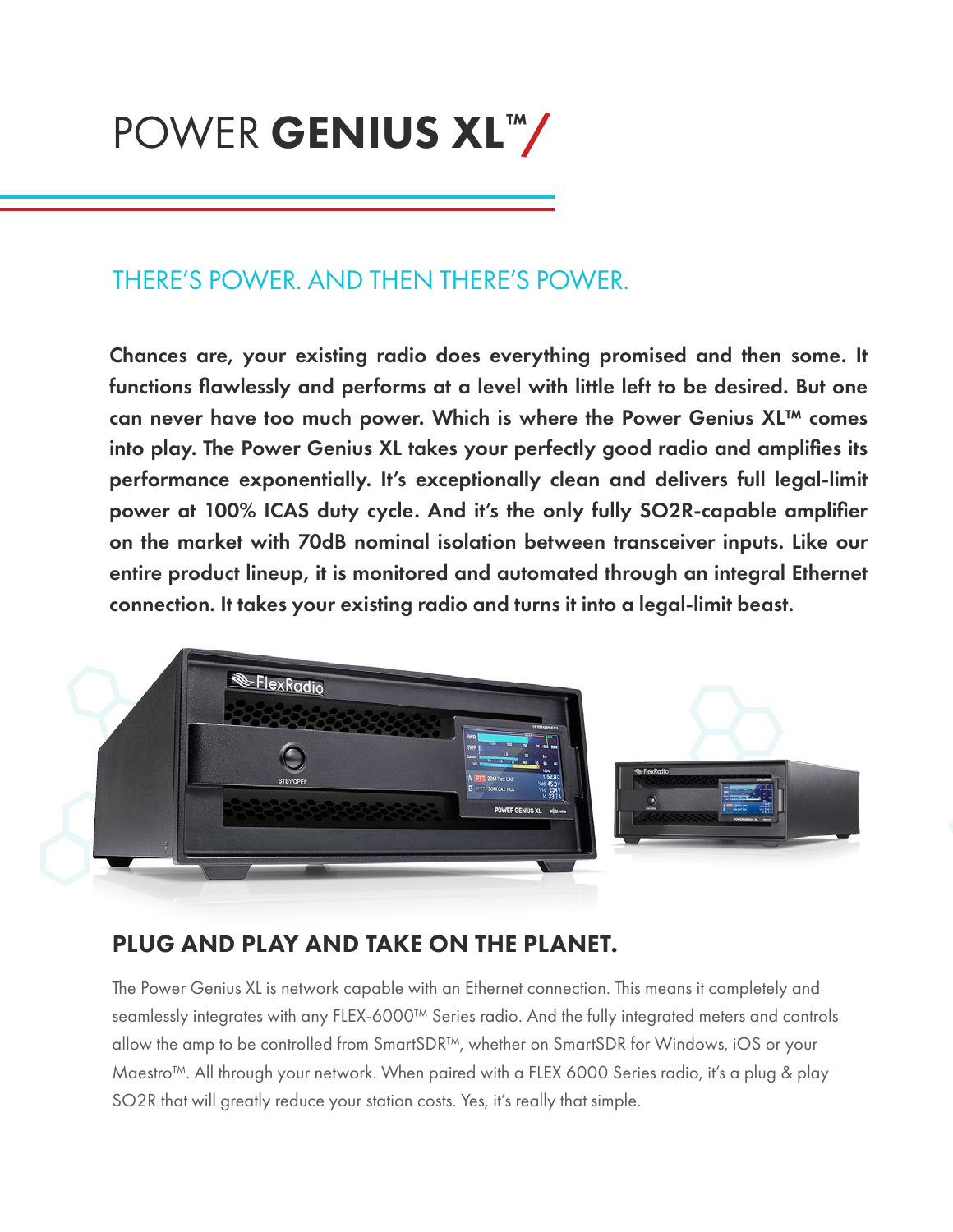# POWER **GENIUS XL™**

## THERE'S POWER. AND THEN THERE'S POWER.

**Chances are, your existing radio does everything promised and then some. It functions flawlessly and performs at a level with little left to be desired. But one can never have too much power. Which is where the Power Genius XL™ comes into play. The Power Genius XL takes your perfectly good radio and amplifies its performance exponentially. It's exceptionally clean and delivers full legal-limit power at 100% ICAS duty cycle. And it's the only fully SO2R-capable amplifier on the market with 70dB nominal isolation between transceiver inputs. Like our entire product lineup, it is monitored and automated through an integral Ethernet connection. It takes your existing radio and turns it into a legal-limit beast.**

## PLUG AND PLAY AND TAKE ON THE PLANET.

The Power Genius XL is network capable with an Ethernet connection. This means it completely and seamlessly integrates with any FLEX-6000™ Series radio. And the fully integrated meters and controls allow the amp to be controlled from SmartSDR™, whether on SmartSDR for Windows, iOS or your Maestro™. All through your network. When paired with a FLEX 6000 Series radio, it's a plug & play SO2R that will greatly reduce your station costs. Yes, it's really that simple.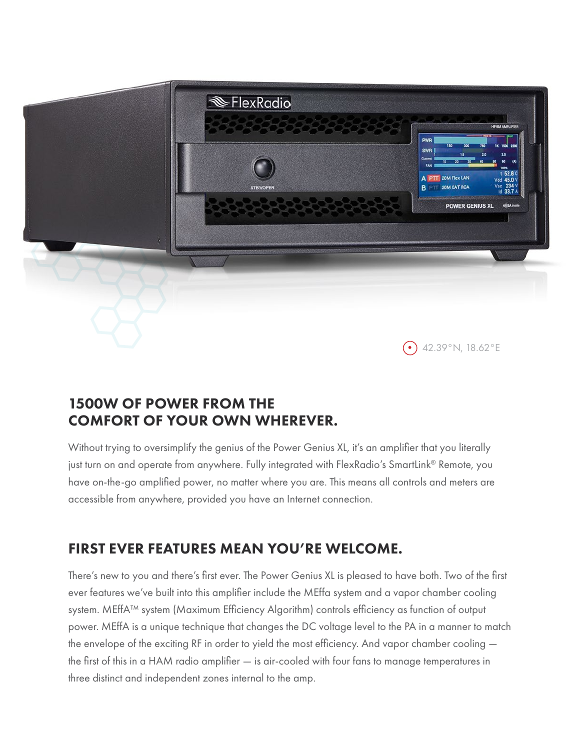42.39°N, 18.62°E

## 1500W OF POWER FROM THE COMFORT OF YOUR OWN WHEREVER.

Without trying to oversimplify the genius of the Power Genius XL, it's an amplifier that you literally just turn on and operate from anywhere. Fully integrated with FlexRadio's SmartLink® Remote, you have on-the-go amplified power, no matter where you are. This means all controls and meters are accessible from anywhere, provided you have an Internet connection.

## FIRST EVER FEATURES MEAN YOU'RE WELCOME.

There's new to you and there's first ever. The Power Genius XL is pleased to have both. Two of the first ever features we've built into this amplifier include the MEffa system and a vapor chamber cooling system. MEffA™ system (Maximum Efficiency Algorithm) controls efficiency as function of output power. MEffA is a unique technique that changes the DC voltage level to the PA in a manner to match the envelope of the exciting RF in order to yield the most efficiency. And vapor chamber cooling — the first of this in a HAM radio amplifier — is air-cooled with four fans to manage temperatures in three distinct and independent zones internal to the amp.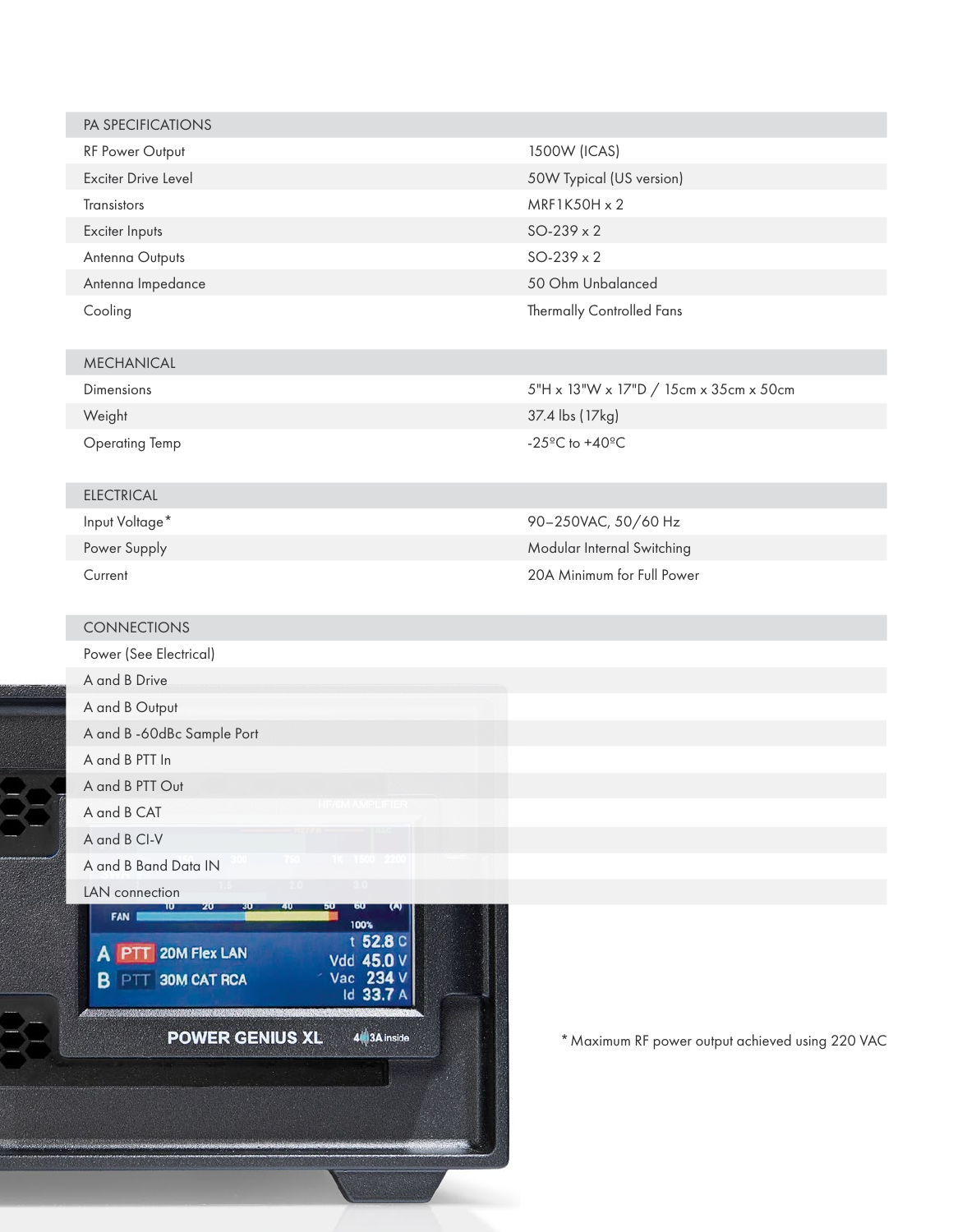| PA SPECIFICATIONS | |
|---|---|
| RF Power Output | 1500W (ICAS) |
| Exciter Drive Level | 50W Typical (US version) |
| Transistors | MRF1K50H x 2 |
| Exciter Inputs | SO-239 x 2 |
| Antenna Outputs | SO-239 x 2 |
| Antenna Impedance | 50 Ohm Unbalanced |
| Cooling | Thermally Controlled Fans |

| MECHANICAL | |
|---|---|
| Dimensions | 5"H x 13"W x 17"D / 15cm x 35cm x 50cm |
| Weight | 37.4 lbs (17kg) |
| Operating Temp | -25ºC to +40ºC |

| ELECTRICAL | |
|---|---|
| Input Voltage* | 90–250VAC, 50/60 Hz |
| Power Supply | Modular Internal Switching |
| Current | 20A Minimum for Full Power |

| CONNECTIONS |
|---|
| Power (See Electrical) |
| A and B Drive |
| A and B Output |
| A and B -60dBc Sample Port |
| A and B PTT In |
| A and B PTT Out |
| A and B CAT |
| A and B CI-V |
| A and B Band Data IN |
| LAN connection |

* Maximum RF power output achieved using 220 VAC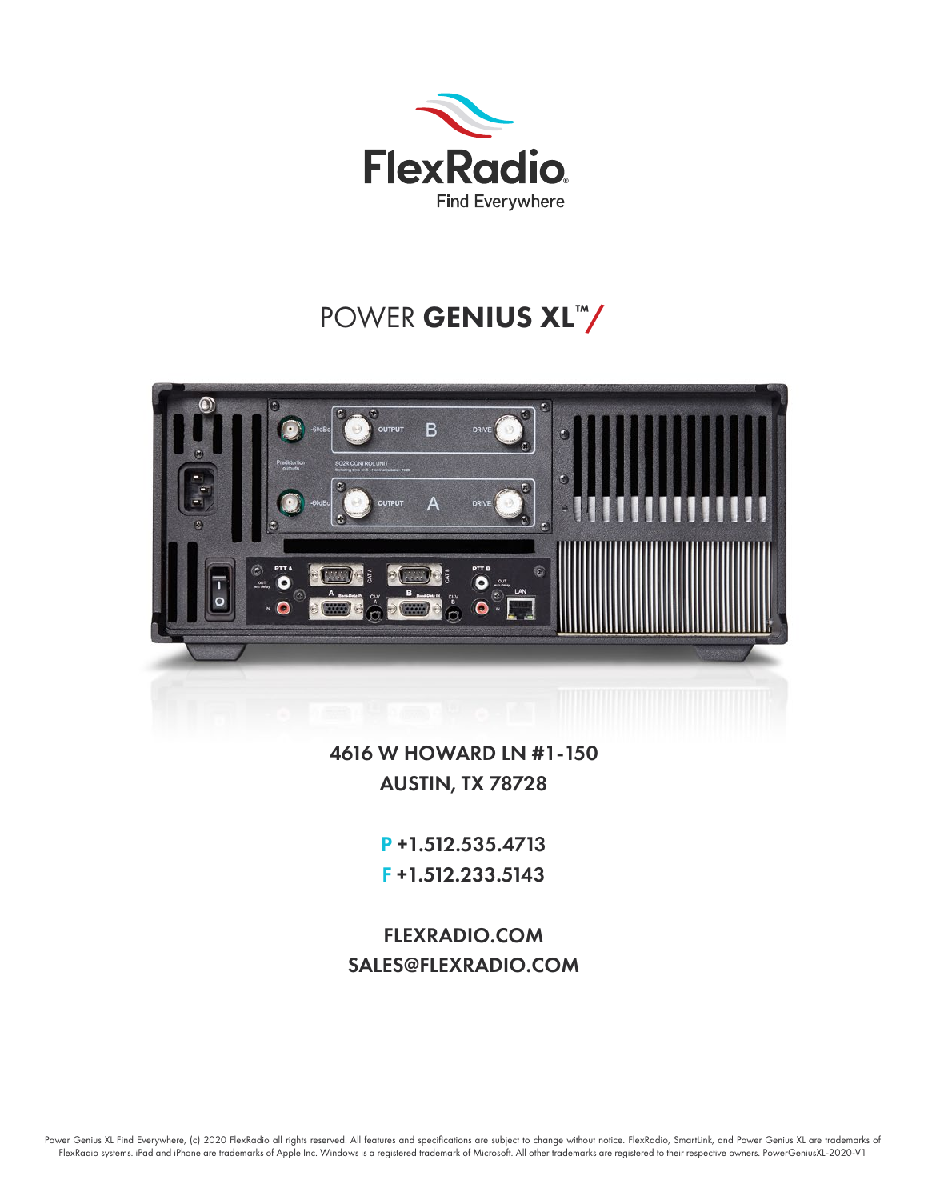FlexRadio

Find Everywhere

# POWER **GENIUS XL™**

4616 W HOWARD LN #1-150
AUSTIN, TX 78728

P +1.512.535.4713
F +1.512.233.5143

FLEXRADIO.COM
SALES@FLEXRADIO.COM

Power Genius XL Find Everywhere, (c) 2020 FlexRadio all rights reserved. All features and specifications are subject to change without notice. FlexRadio, SmartLink, and Power Genius XL are trademarks of FlexRadio systems. iPad and iPhone are trademarks of Apple Inc. Windows is a registered trademark of Microsoft. All other trademarks are registered to their respective owners. PowerGeniusXL-2020-V1